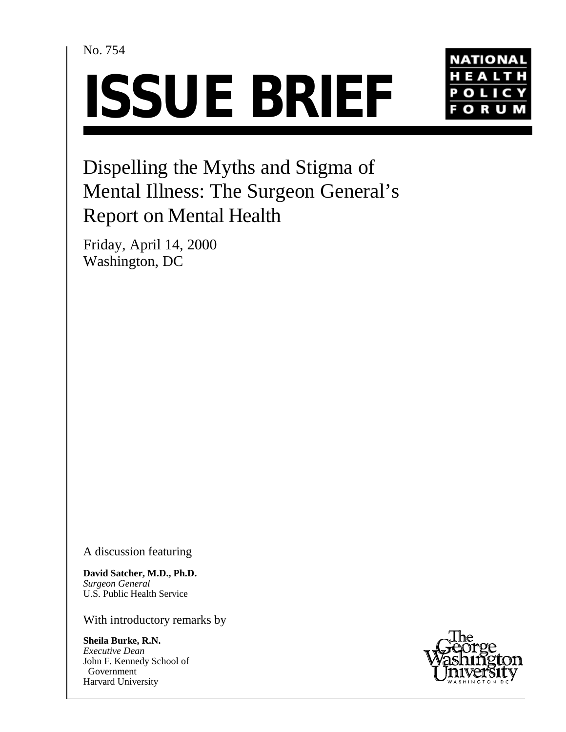No. 754

# ISSUE BRIEF

NATIONAL HEALTH POLICY FORUM

## Dispelling the Myths and Stigma of Mental Illness: The Surgeon General's Report on Mental Health

Friday, April 14, 2000
Washington, DC

A discussion featuring

**David Satcher, M.D., Ph.D.**
*Surgeon General*
U.S. Public Health Service

With introductory remarks by

**Sheila Burke, R.N.**
*Executive Dean*
John F. Kennedy School of Government
Harvard University

The George Washington University
WASHINGTON DC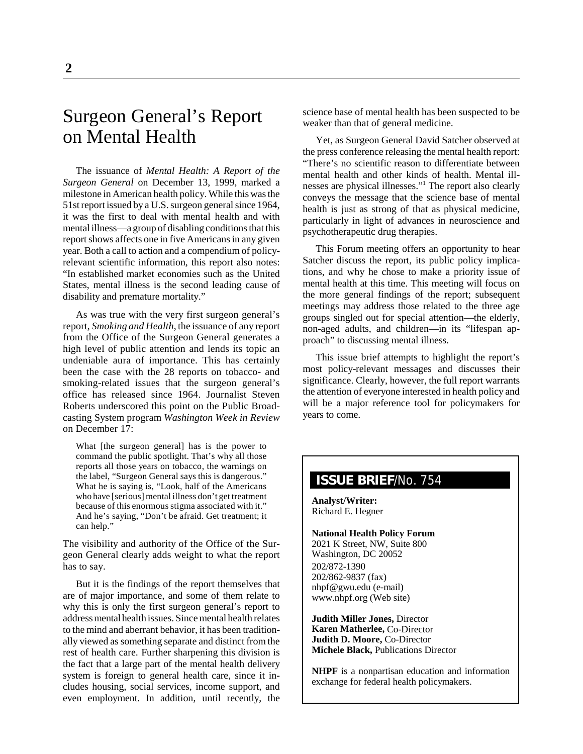# Surgeon General's Report on Mental Health

The issuance of *Mental Health: A Report of the Surgeon General* on December 13, 1999, marked a milestone in American health policy. While this was the 51st report issued by a U.S. surgeon general since 1964, it was the first to deal with mental health and with mental illness—a group of disabling conditions that this report shows affects one in five Americans in any given year. Both a call to action and a compendium of policy-relevant scientific information, this report also notes: "In established market economies such as the United States, mental illness is the second leading cause of disability and premature mortality."

As was true with the very first surgeon general's report, *Smoking and Health*, the issuance of any report from the Office of the Surgeon General generates a high level of public attention and lends its topic an undeniable aura of importance. This has certainly been the case with the 28 reports on tobacco- and smoking-related issues that the surgeon general's office has released since 1964. Journalist Steven Roberts underscored this point on the Public Broadcasting System program *Washington Week in Review* on December 17:

> What [the surgeon general] has is the power to command the public spotlight. That's why all those reports all those years on tobacco, the warnings on the label, "Surgeon General says this is dangerous." What he is saying is, "Look, half of the Americans who have [serious] mental illness don't get treatment because of this enormous stigma associated with it." And he's saying, "Don't be afraid. Get treatment; it can help."

The visibility and authority of the Office of the Surgeon General clearly adds weight to what the report has to say.

But it is the findings of the report themselves that are of major importance, and some of them relate to why this is only the first surgeon general's report to address mental health issues. Since mental health relates to the mind and aberrant behavior, it has been traditionally viewed as something separate and distinct from the rest of health care. Further sharpening this division is the fact that a large part of the mental health delivery system is foreign to general health care, since it includes housing, social services, income support, and even employment. In addition, until recently, the science base of mental health has been suspected to be weaker than that of general medicine.

Yet, as Surgeon General David Satcher observed at the press conference releasing the mental health report: "There's no scientific reason to differentiate between mental health and other kinds of health. Mental illnesses are physical illnesses."[1] The report also clearly conveys the message that the science base of mental health is just as strong of that as physical medicine, particularly in light of advances in neuroscience and psychotherapeutic drug therapies.

This Forum meeting offers an opportunity to hear Satcher discuss the report, its public policy implications, and why he chose to make a priority issue of mental health at this time. This meeting will focus on the more general findings of the report; subsequent meetings may address those related to the three age groups singled out for special attention—the elderly, non-aged adults, and children—in its "lifespan approach" to discussing mental illness.

This issue brief attempts to highlight the report's most policy-relevant messages and discusses their significance. Clearly, however, the full report warrants the attention of everyone interested in health policy and will be a major reference tool for policymakers for years to come.

---

**ISSUE BRIEF**/No. 754

**Analyst/Writer:**
Richard E. Hegner

**National Health Policy Forum**
2021 K Street, NW, Suite 800
Washington, DC 20052
202/872-1390
202/862-9837 (fax)
nhpf@gwu.edu (e-mail)
www.nhpf.org (Web site)

**Judith Miller Jones,** Director
**Karen Matherlee,** Co-Director
**Judith D. Moore,** Co-Director
**Michele Black,** Publications Director

**NHPF** is a nonpartisan education and information exchange for federal health policymakers.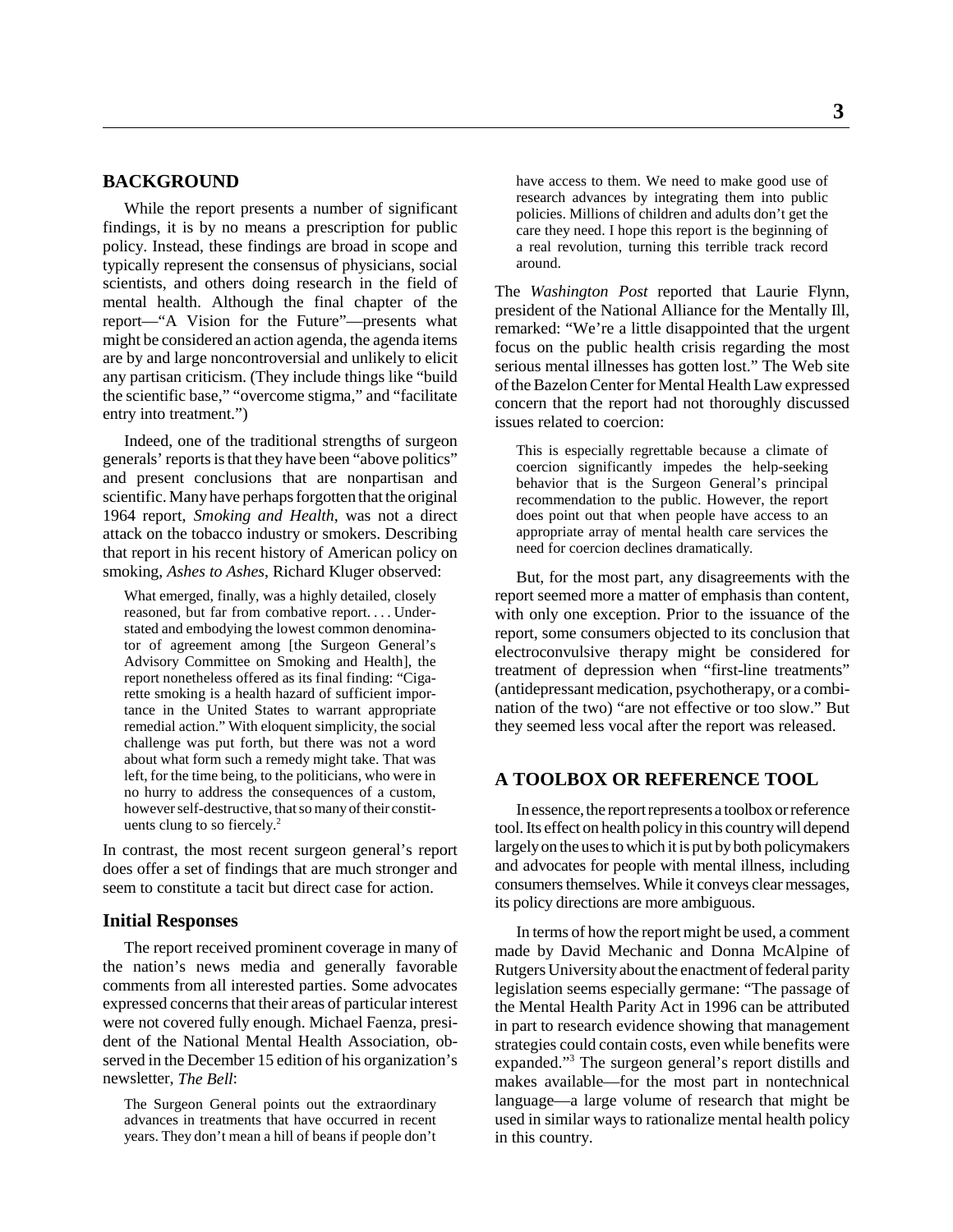## BACKGROUND

While the report presents a number of significant findings, it is by no means a prescription for public policy. Instead, these findings are broad in scope and typically represent the consensus of physicians, social scientists, and others doing research in the field of mental health. Although the final chapter of the report—"A Vision for the Future"—presents what might be considered an action agenda, the agenda items are by and large noncontroversial and unlikely to elicit any partisan criticism. (They include things like "build the scientific base," "overcome stigma," and "facilitate entry into treatment.")

Indeed, one of the traditional strengths of surgeon generals' reports is that they have been "above politics" and present conclusions that are nonpartisan and scientific. Many have perhaps forgotten that the original 1964 report, *Smoking and Health*, was not a direct attack on the tobacco industry or smokers. Describing that report in his recent history of American policy on smoking, *Ashes to Ashes*, Richard Kluger observed:

> What emerged, finally, was a highly detailed, closely reasoned, but far from combative report. . . . Understated and embodying the lowest common denominator of agreement among [the Surgeon General's Advisory Committee on Smoking and Health], the report nonetheless offered as its final finding: "Cigarette smoking is a health hazard of sufficient importance in the United States to warrant appropriate remedial action." With eloquent simplicity, the social challenge was put forth, but there was not a word about what form such a remedy might take. That was left, for the time being, to the politicians, who were in no hurry to address the consequences of a custom, however self-destructive, that so many of their constituents clung to so fiercely.[2]

In contrast, the most recent surgeon general's report does offer a set of findings that are much stronger and seem to constitute a tacit but direct case for action.

### Initial Responses

The report received prominent coverage in many of the nation's news media and generally favorable comments from all interested parties. Some advocates expressed concerns that their areas of particular interest were not covered fully enough. Michael Faenza, president of the National Mental Health Association, observed in the December 15 edition of his organization's newsletter, *The Bell*:

> The Surgeon General points out the extraordinary advances in treatments that have occurred in recent years. They don't mean a hill of beans if people don't have access to them. We need to make good use of research advances by integrating them into public policies. Millions of children and adults don't get the care they need. I hope this report is the beginning of a real revolution, turning this terrible track record around.

The *Washington Post* reported that Laurie Flynn, president of the National Alliance for the Mentally Ill, remarked: "We're a little disappointed that the urgent focus on the public health crisis regarding the most serious mental illnesses has gotten lost." The Web site of the Bazelon Center for Mental Health Law expressed concern that the report had not thoroughly discussed issues related to coercion:

> This is especially regrettable because a climate of coercion significantly impedes the help-seeking behavior that is the Surgeon General's principal recommendation to the public. However, the report does point out that when people have access to an appropriate array of mental health care services the need for coercion declines dramatically.

But, for the most part, any disagreements with the report seemed more a matter of emphasis than content, with only one exception. Prior to the issuance of the report, some consumers objected to its conclusion that electroconvulsive therapy might be considered for treatment of depression when "first-line treatments" (antidepressant medication, psychotherapy, or a combination of the two) "are not effective or too slow." But they seemed less vocal after the report was released.

## A TOOLBOX OR REFERENCE TOOL

In essence, the report represents a toolbox or reference tool. Its effect on health policy in this country will depend largely on the uses to which it is put by both policymakers and advocates for people with mental illness, including consumers themselves. While it conveys clear messages, its policy directions are more ambiguous.

In terms of how the report might be used, a comment made by David Mechanic and Donna McAlpine of Rutgers University about the enactment of federal parity legislation seems especially germane: "The passage of the Mental Health Parity Act in 1996 can be attributed in part to research evidence showing that management strategies could contain costs, even while benefits were expanded."[3] The surgeon general's report distills and makes available—for the most part in nontechnical language—a large volume of research that might be used in similar ways to rationalize mental health policy in this country.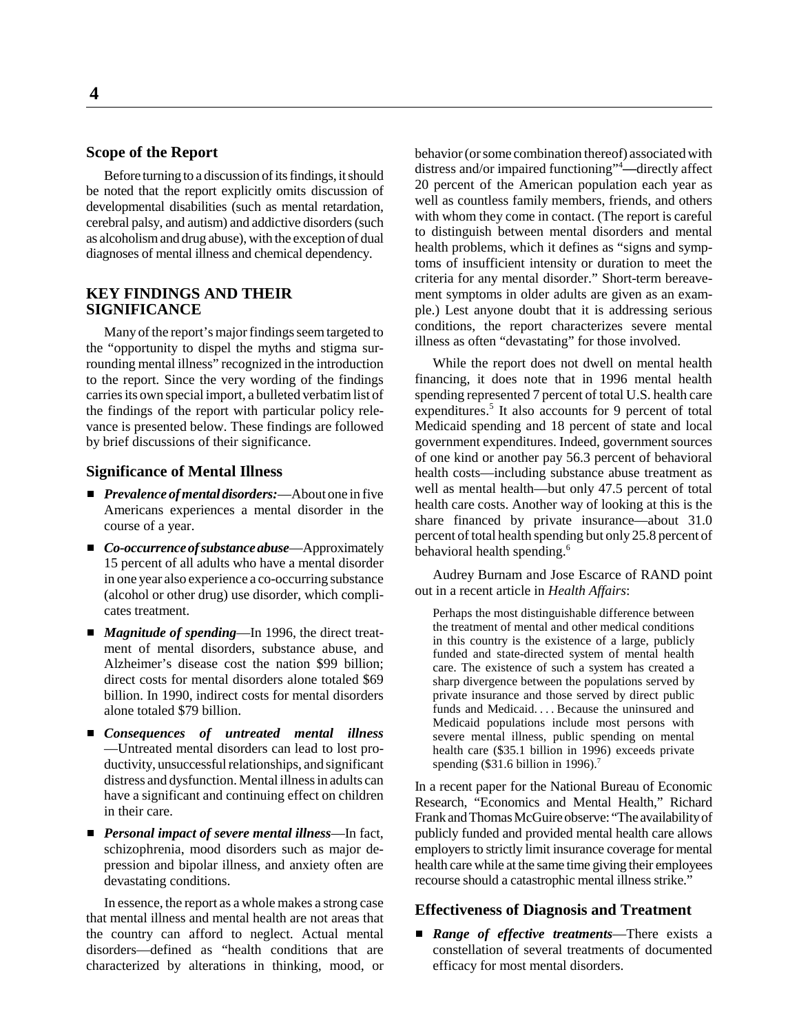## Scope of the Report

Before turning to a discussion of its findings, it should be noted that the report explicitly omits discussion of developmental disabilities (such as mental retardation, cerebral palsy, and autism) and addictive disorders (such as alcoholism and drug abuse), with the exception of dual diagnoses of mental illness and chemical dependency.

# KEY FINDINGS AND THEIR SIGNIFICANCE

Many of the report's major findings seem targeted to the "opportunity to dispel the myths and stigma surrounding mental illness" recognized in the introduction to the report. Since the very wording of the findings carries its own special import, a bulleted verbatim list of the findings of the report with particular policy relevance is presented below. These findings are followed by brief discussions of their significance.

## Significance of Mental Illness

- ***Prevalence of mental disorders:***—About one in five Americans experiences a mental disorder in the course of a year.
- ***Co-occurrence of substance abuse***—Approximately 15 percent of all adults who have a mental disorder in one year also experience a co-occurring substance (alcohol or other drug) use disorder, which complicates treatment.
- ***Magnitude of spending***—In 1996, the direct treatment of mental disorders, substance abuse, and Alzheimer's disease cost the nation $99 billion; direct costs for mental disorders alone totaled $69 billion. In 1990, indirect costs for mental disorders alone totaled $79 billion.
- ***Consequences of untreated mental illness***—Untreated mental disorders can lead to lost productivity, unsuccessful relationships, and significant distress and dysfunction. Mental illness in adults can have a significant and continuing effect on children in their care.
- ***Personal impact of severe mental illness***—In fact, schizophrenia, mood disorders such as major depression and bipolar illness, and anxiety often are devastating conditions.

In essence, the report as a whole makes a strong case that mental illness and mental health are not areas that the country can afford to neglect. Actual mental disorders—defined as "health conditions that are characterized by alterations in thinking, mood, or behavior (or some combination thereof) associated with distress and/or impaired functioning"[4]—directly affect 20 percent of the American population each year as well as countless family members, friends, and others with whom they come in contact. (The report is careful to distinguish between mental disorders and mental health problems, which it defines as "signs and symptoms of insufficient intensity or duration to meet the criteria for any mental disorder." Short-term bereavement symptoms in older adults are given as an example.) Lest anyone doubt that it is addressing serious conditions, the report characterizes severe mental illness as often "devastating" for those involved.

While the report does not dwell on mental health financing, it does note that in 1996 mental health spending represented 7 percent of total U.S. health care expenditures.[5] It also accounts for 9 percent of total Medicaid spending and 18 percent of state and local government expenditures. Indeed, government sources of one kind or another pay 56.3 percent of behavioral health costs—including substance abuse treatment as well as mental health—but only 47.5 percent of total health care costs. Another way of looking at this is the share financed by private insurance—about 31.0 percent of total health spending but only 25.8 percent of behavioral health spending.[6]

Audrey Burnam and Jose Escarce of RAND point out in a recent article in *Health Affairs*:

> Perhaps the most distinguishable difference between the treatment of mental and other medical conditions in this country is the existence of a large, publicly funded and state-directed system of mental health care. The existence of such a system has created a sharp divergence between the populations served by private insurance and those served by direct public funds and Medicaid. . . . Because the uninsured and Medicaid populations include most persons with severe mental illness, public spending on mental health care ($35.1 billion in 1996) exceeds private spending ($31.6 billion in 1996).[7]

In a recent paper for the National Bureau of Economic Research, "Economics and Mental Health," Richard Frank and Thomas McGuire observe: "The availability of publicly funded and provided mental health care allows employers to strictly limit insurance coverage for mental health care while at the same time giving their employees recourse should a catastrophic mental illness strike."

## Effectiveness of Diagnosis and Treatment

- ***Range of effective treatments***—There exists a constellation of several treatments of documented efficacy for most mental disorders.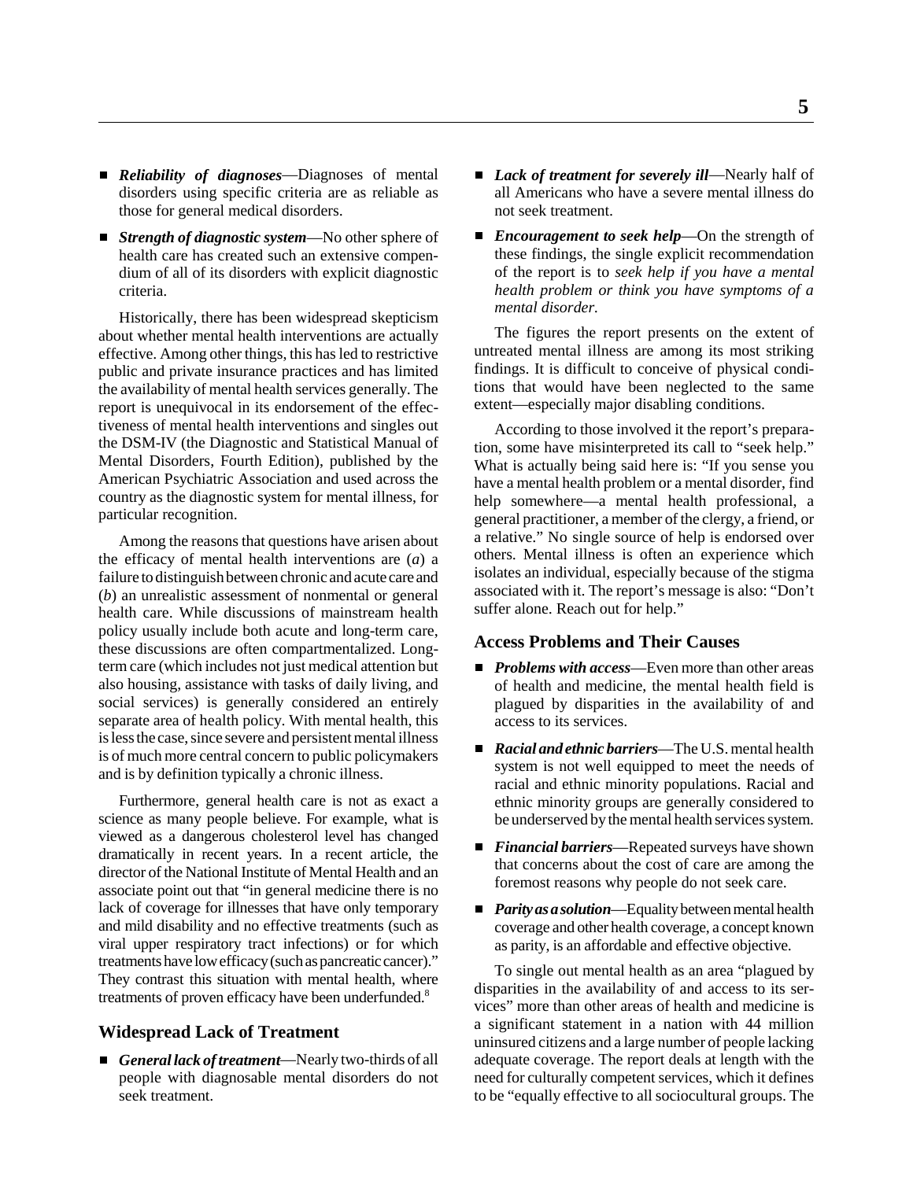- ***Reliability of diagnoses***—Diagnoses of mental disorders using specific criteria are as reliable as those for general medical disorders.
- ***Strength of diagnostic system***—No other sphere of health care has created such an extensive compendium of all of its disorders with explicit diagnostic criteria.

Historically, there has been widespread skepticism about whether mental health interventions are actually effective. Among other things, this has led to restrictive public and private insurance practices and has limited the availability of mental health services generally. The report is unequivocal in its endorsement of the effectiveness of mental health interventions and singles out the DSM-IV (the Diagnostic and Statistical Manual of Mental Disorders, Fourth Edition), published by the American Psychiatric Association and used across the country as the diagnostic system for mental illness, for particular recognition.

Among the reasons that questions have arisen about the efficacy of mental health interventions are (*a*) a failure to distinguish between chronic and acute care and (*b*) an unrealistic assessment of nonmental or general health care. While discussions of mainstream health policy usually include both acute and long-term care, these discussions are often compartmentalized. Long-term care (which includes not just medical attention but also housing, assistance with tasks of daily living, and social services) is generally considered an entirely separate area of health policy. With mental health, this is less the case, since severe and persistent mental illness is of much more central concern to public policymakers and is by definition typically a chronic illness.

Furthermore, general health care is not as exact a science as many people believe. For example, what is viewed as a dangerous cholesterol level has changed dramatically in recent years. In a recent article, the director of the National Institute of Mental Health and an associate point out that "in general medicine there is no lack of coverage for illnesses that have only temporary and mild disability and no effective treatments (such as viral upper respiratory tract infections) or for which treatments have low efficacy (such as pancreatic cancer)." They contrast this situation with mental health, where treatments of proven efficacy have been underfunded.[8]

### Widespread Lack of Treatment

- ***General lack of treatment***—Nearly two-thirds of all people with diagnosable mental disorders do not seek treatment.
- ***Lack of treatment for severely ill***—Nearly half of all Americans who have a severe mental illness do not seek treatment.
- ***Encouragement to seek help***—On the strength of these findings, the single explicit recommendation of the report is to *seek help if you have a mental health problem or think you have symptoms of a mental disorder.*

The figures the report presents on the extent of untreated mental illness are among its most striking findings. It is difficult to conceive of physical conditions that would have been neglected to the same extent—especially major disabling conditions.

According to those involved it the report's preparation, some have misinterpreted its call to "seek help." What is actually being said here is: "If you sense you have a mental health problem or a mental disorder, find help somewhere—a mental health professional, a general practitioner, a member of the clergy, a friend, or a relative." No single source of help is endorsed over others. Mental illness is often an experience which isolates an individual, especially because of the stigma associated with it. The report's message is also: "Don't suffer alone. Reach out for help."

### Access Problems and Their Causes

- ***Problems with access***—Even more than other areas of health and medicine, the mental health field is plagued by disparities in the availability of and access to its services.
- ***Racial and ethnic barriers***—The U.S. mental health system is not well equipped to meet the needs of racial and ethnic minority populations. Racial and ethnic minority groups are generally considered to be underserved by the mental health services system.
- ***Financial barriers***—Repeated surveys have shown that concerns about the cost of care are among the foremost reasons why people do not seek care.
- ***Parity as a solution***—Equality between mental health coverage and other health coverage, a concept known as parity, is an affordable and effective objective.

To single out mental health as an area "plagued by disparities in the availability of and access to its services" more than other areas of health and medicine is a significant statement in a nation with 44 million uninsured citizens and a large number of people lacking adequate coverage. The report deals at length with the need for culturally competent services, which it defines to be "equally effective to all sociocultural groups. The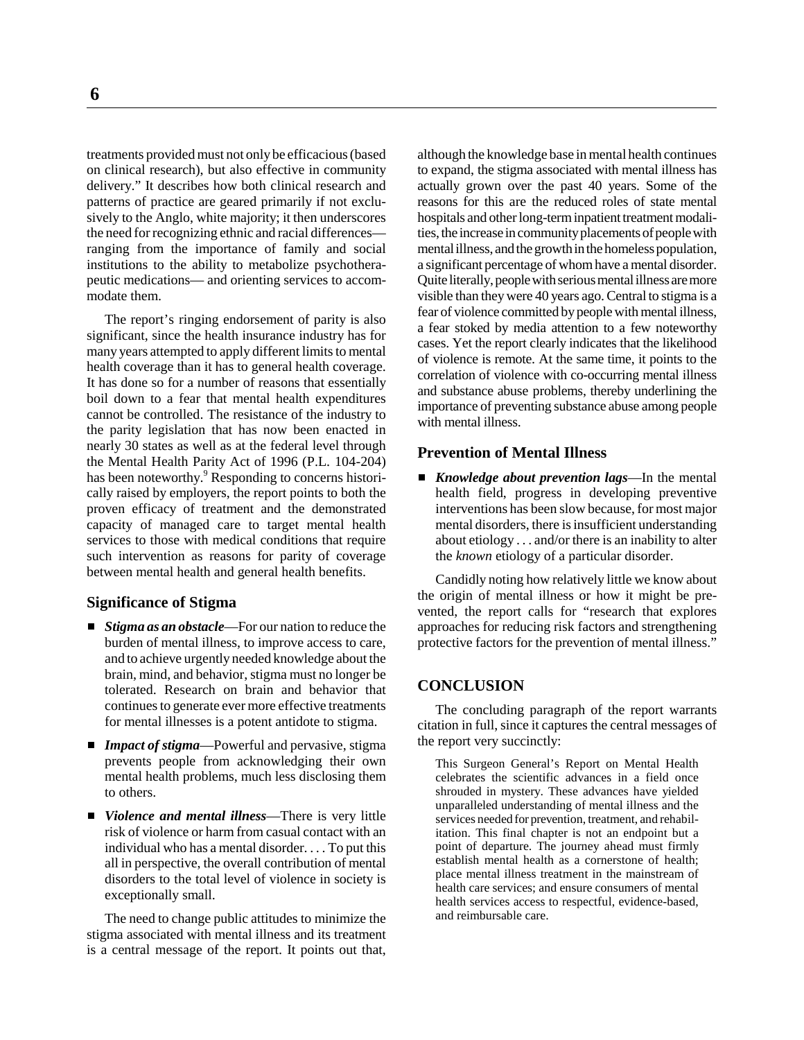treatments provided must not only be efficacious (based on clinical research), but also effective in community delivery." It describes how both clinical research and patterns of practice are geared primarily if not exclusively to the Anglo, white majority; it then underscores the need for recognizing ethnic and racial differences—ranging from the importance of family and social institutions to the ability to metabolize psychotherapeutic medications— and orienting services to accommodate them.

The report's ringing endorsement of parity is also significant, since the health insurance industry has for many years attempted to apply different limits to mental health coverage than it has to general health coverage. It has done so for a number of reasons that essentially boil down to a fear that mental health expenditures cannot be controlled. The resistance of the industry to the parity legislation that has now been enacted in nearly 30 states as well as at the federal level through the Mental Health Parity Act of 1996 (P.L. 104-204) has been noteworthy.[9] Responding to concerns historically raised by employers, the report points to both the proven efficacy of treatment and the demonstrated capacity of managed care to target mental health services to those with medical conditions that require such intervention as reasons for parity of coverage between mental health and general health benefits.

### Significance of Stigma

- ***Stigma as an obstacle***—For our nation to reduce the burden of mental illness, to improve access to care, and to achieve urgently needed knowledge about the brain, mind, and behavior, stigma must no longer be tolerated. Research on brain and behavior that continues to generate ever more effective treatments for mental illnesses is a potent antidote to stigma.
- ***Impact of stigma***—Powerful and pervasive, stigma prevents people from acknowledging their own mental health problems, much less disclosing them to others.
- ***Violence and mental illness***—There is very little risk of violence or harm from casual contact with an individual who has a mental disorder. . . . To put this all in perspective, the overall contribution of mental disorders to the total level of violence in society is exceptionally small.

The need to change public attitudes to minimize the stigma associated with mental illness and its treatment is a central message of the report. It points out that, although the knowledge base in mental health continues to expand, the stigma associated with mental illness has actually grown over the past 40 years. Some of the reasons for this are the reduced roles of state mental hospitals and other long-term inpatient treatment modalities, the increase in community placements of people with mental illness, and the growth in the homeless population, a significant percentage of whom have a mental disorder. Quite literally, people with serious mental illness are more visible than they were 40 years ago. Central to stigma is a fear of violence committed by people with mental illness, a fear stoked by media attention to a few noteworthy cases. Yet the report clearly indicates that the likelihood of violence is remote. At the same time, it points to the correlation of violence with co-occurring mental illness and substance abuse problems, thereby underlining the importance of preventing substance abuse among people with mental illness.

### Prevention of Mental Illness

- ***Knowledge about prevention lags***—In the mental health field, progress in developing preventive interventions has been slow because, for most major mental disorders, there is insufficient understanding about etiology . . . and/or there is an inability to alter the *known* etiology of a particular disorder.

Candidly noting how relatively little we know about the origin of mental illness or how it might be prevented, the report calls for "research that explores approaches for reducing risk factors and strengthening protective factors for the prevention of mental illness."

## CONCLUSION

The concluding paragraph of the report warrants citation in full, since it captures the central messages of the report very succinctly:

> This Surgeon General's Report on Mental Health celebrates the scientific advances in a field once shrouded in mystery. These advances have yielded unparalleled understanding of mental illness and the services needed for prevention, treatment, and rehabilitation. This final chapter is not an endpoint but a point of departure. The journey ahead must firmly establish mental health as a cornerstone of health; place mental illness treatment in the mainstream of health care services; and ensure consumers of mental health services access to respectful, evidence-based, and reimbursable care.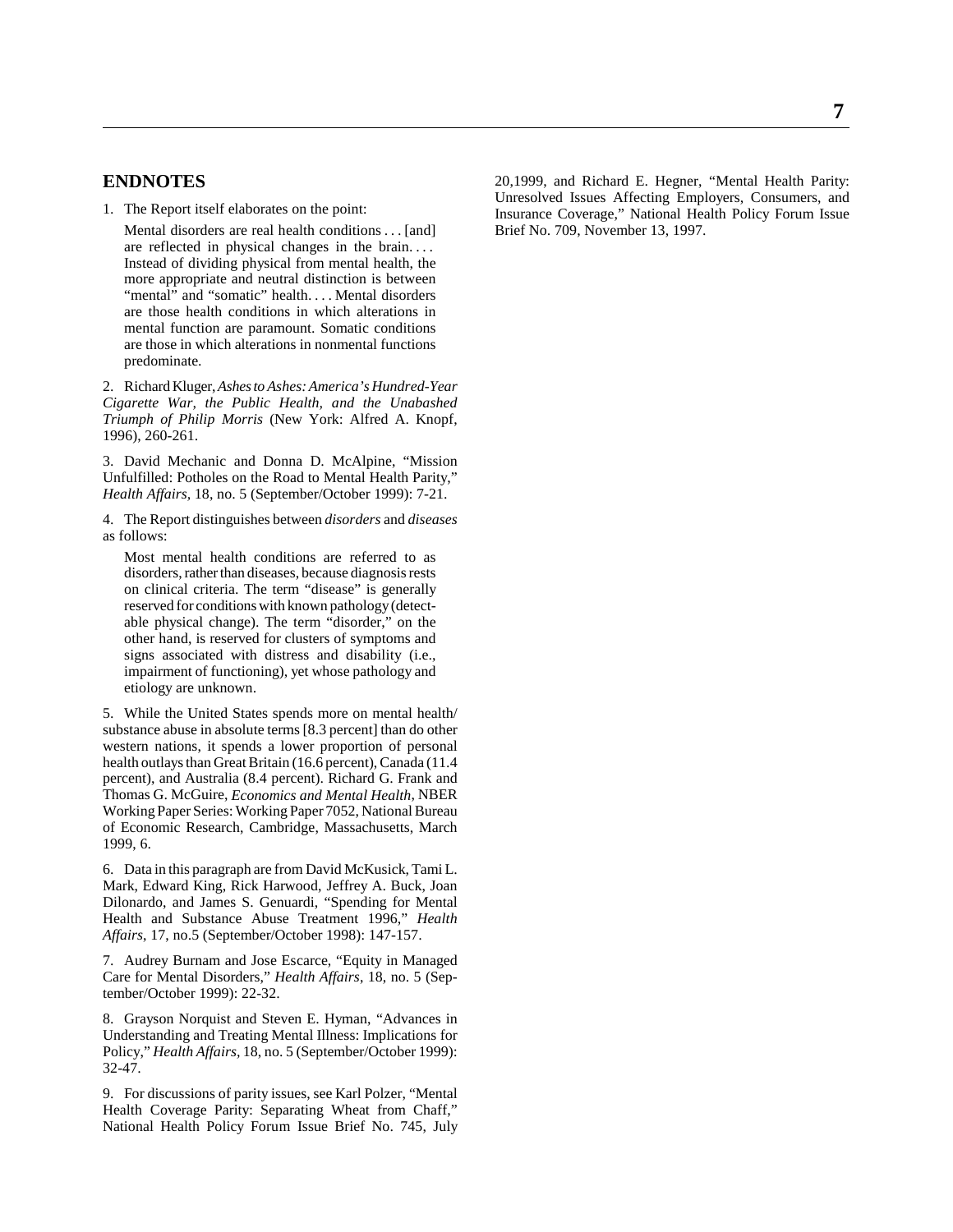## ENDNOTES

1. The Report itself elaborates on the point:

   > Mental disorders are real health conditions . . . [and] are reflected in physical changes in the brain. . . . Instead of dividing physical from mental health, the more appropriate and neutral distinction is between "mental" and "somatic" health. . . . Mental disorders are those health conditions in which alterations in mental function are paramount. Somatic conditions are those in which alterations in nonmental functions predominate.

2. Richard Kluger, *Ashes to Ashes: America's Hundred-Year Cigarette War, the Public Health, and the Unabashed Triumph of Philip Morris* (New York: Alfred A. Knopf, 1996), 260-261.

3. David Mechanic and Donna D. McAlpine, "Mission Unfulfilled: Potholes on the Road to Mental Health Parity," *Health Affairs,* 18, no. 5 (September/October 1999): 7-21.

4. The Report distinguishes between *disorders* and *diseases* as follows:

   > Most mental health conditions are referred to as disorders, rather than diseases, because diagnosis rests on clinical criteria. The term "disease" is generally reserved for conditions with known pathology (detectable physical change). The term "disorder," on the other hand, is reserved for clusters of symptoms and signs associated with distress and disability (i.e., impairment of functioning), yet whose pathology and etiology are unknown.

5. While the United States spends more on mental health/ substance abuse in absolute terms [8.3 percent] than do other western nations, it spends a lower proportion of personal health outlays than Great Britain (16.6 percent), Canada (11.4 percent), and Australia (8.4 percent). Richard G. Frank and Thomas G. McGuire, *Economics and Mental Health,* NBER Working Paper Series: Working Paper 7052, National Bureau of Economic Research, Cambridge, Massachusetts, March 1999, 6.

6. Data in this paragraph are from David McKusick, Tami L. Mark, Edward King, Rick Harwood, Jeffrey A. Buck, Joan Dilonardo, and James S. Genuardi, "Spending for Mental Health and Substance Abuse Treatment 1996," *Health Affairs*, 17, no.5 (September/October 1998): 147-157.

7. Audrey Burnam and Jose Escarce, "Equity in Managed Care for Mental Disorders," *Health Affairs*, 18, no. 5 (September/October 1999): 22-32.

8. Grayson Norquist and Steven E. Hyman, "Advances in Understanding and Treating Mental Illness: Implications for Policy," *Health Affairs,* 18, no. 5 (September/October 1999): 32-47.

9. For discussions of parity issues, see Karl Polzer, "Mental Health Coverage Parity: Separating Wheat from Chaff," National Health Policy Forum Issue Brief No. 745, July 20,1999, and Richard E. Hegner, "Mental Health Parity: Unresolved Issues Affecting Employers, Consumers, and Insurance Coverage," National Health Policy Forum Issue Brief No. 709, November 13, 1997.